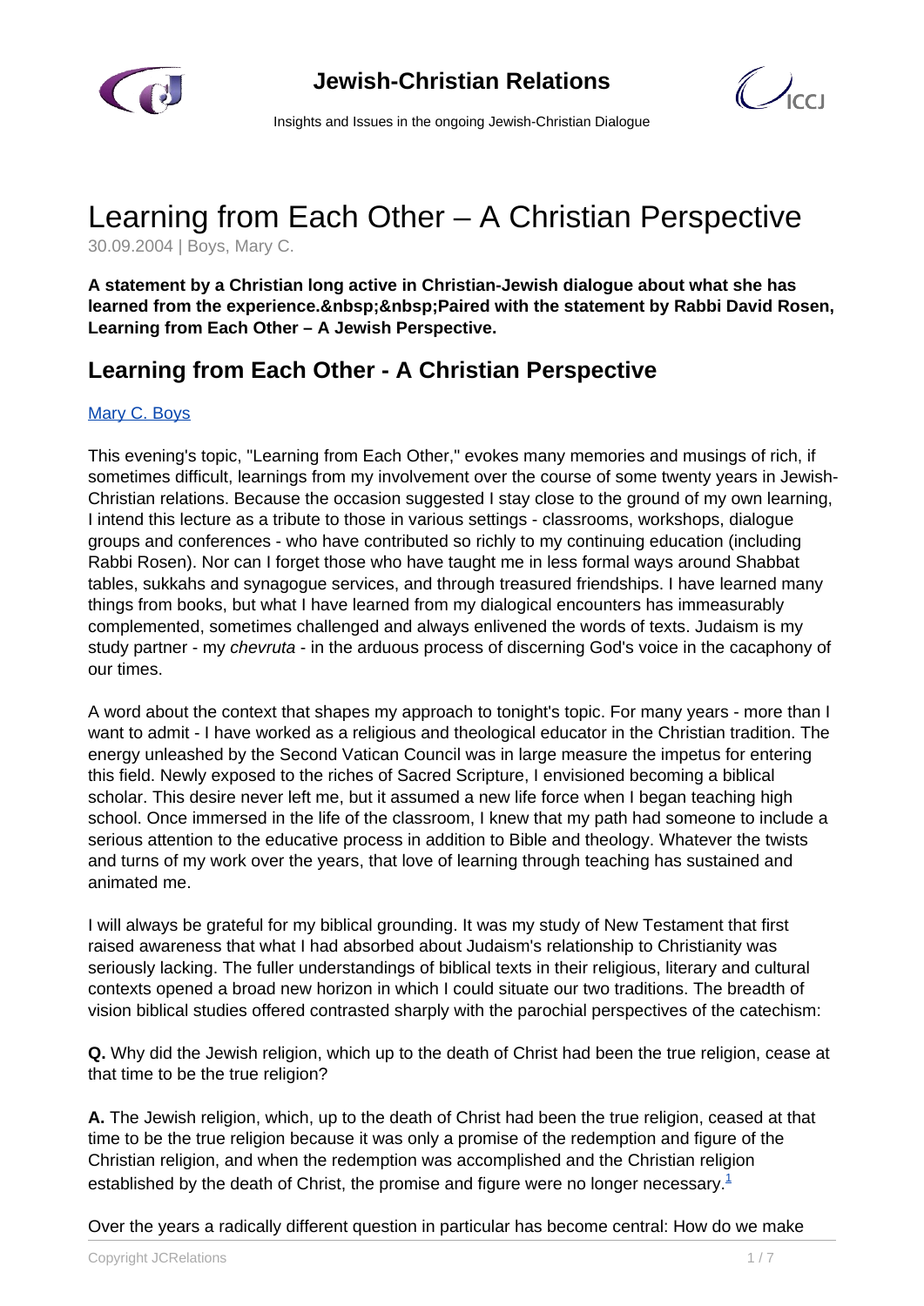# Learning from Each Other – A Christian Perspective

30.09.2004 | Boys, Mary C.

**A statement by a Christian long active in Christian-Jewish dialogue about what she has learned from the experience.&nbsp;&nbsp;Paired with the statement by Rabbi David Rosen, Learning from Each Other – A Jewish Perspective.**

## Learning from Each Other - A Christian Perspective

[Mary C. Boys](#)

This evening's topic, "Learning from Each Other," evokes many memories and musings of rich, if sometimes difficult, learnings from my involvement over the course of some twenty years in Jewish-Christian relations. Because the occasion suggested I stay close to the ground of my own learning, I intend this lecture as a tribute to those in various settings - classrooms, workshops, dialogue groups and conferences - who have contributed so richly to my continuing education (including Rabbi Rosen). Nor can I forget those who have taught me in less formal ways around Shabbat tables, sukkahs and synagogue services, and through treasured friendships. I have learned many things from books, but what I have learned from my dialogical encounters has immeasurably complemented, sometimes challenged and always enlivened the words of texts. Judaism is my study partner - my *chevruta* - in the arduous process of discerning God's voice in the cacaphony of our times.

A word about the context that shapes my approach to tonight's topic. For many years - more than I want to admit - I have worked as a religious and theological educator in the Christian tradition. The energy unleashed by the Second Vatican Council was in large measure the impetus for entering this field. Newly exposed to the riches of Sacred Scripture, I envisioned becoming a biblical scholar. This desire never left me, but it assumed a new life force when I began teaching high school. Once immersed in the life of the classroom, I knew that my path had someone to include a serious attention to the educative process in addition to Bible and theology. Whatever the twists and turns of my work over the years, that love of learning through teaching has sustained and animated me.

I will always be grateful for my biblical grounding. It was my study of New Testament that first raised awareness that what I had absorbed about Judaism's relationship to Christianity was seriously lacking. The fuller understandings of biblical texts in their religious, literary and cultural contexts opened a broad new horizon in which I could situate our two traditions. The breadth of vision biblical studies offered contrasted sharply with the parochial perspectives of the catechism:

**Q.** Why did the Jewish religion, which up to the death of Christ had been the true religion, cease at that time to be the true religion?

**A.** The Jewish religion, which, up to the death of Christ had been the true religion, ceased at that time to be the true religion because it was only a promise of the redemption and figure of the Christian religion, and when the redemption was accomplished and the Christian religion established by the death of Christ, the promise and figure were no longer necessary.[1]

Over the years a radically different question in particular has become central: How do we make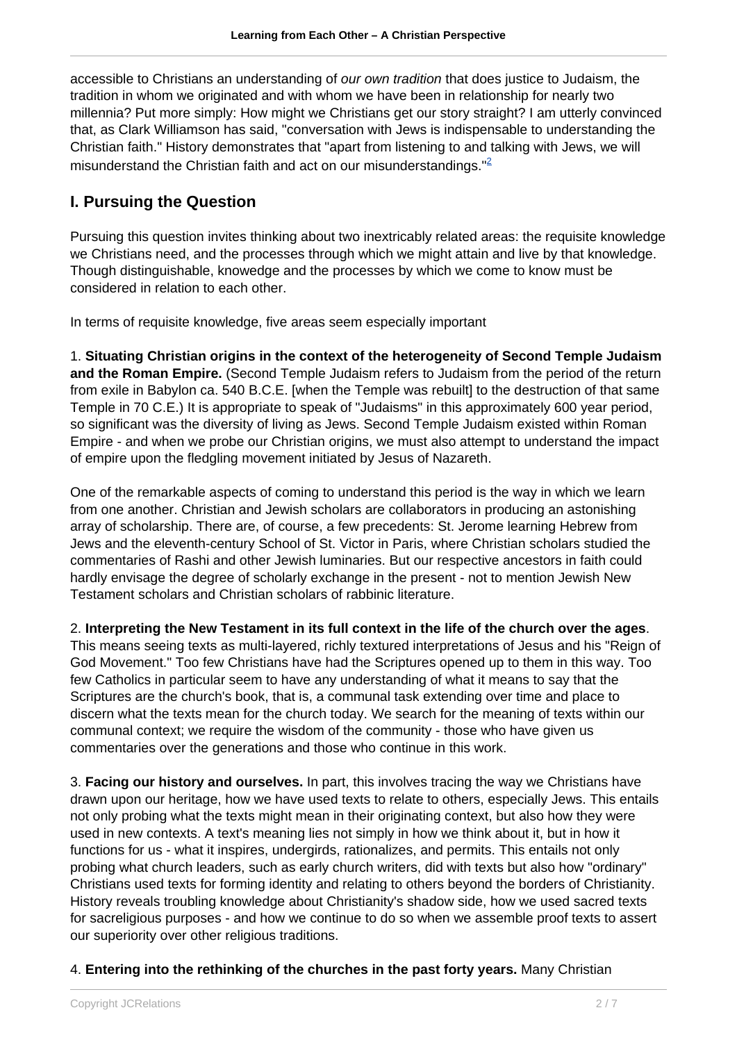accessible to Christians an understanding of *our own tradition* that does justice to Judaism, the tradition in whom we originated and with whom we have been in relationship for nearly two millennia? Put more simply: How might we Christians get our story straight? I am utterly convinced that, as Clark Williamson has said, "conversation with Jews is indispensable to understanding the Christian faith." History demonstrates that "apart from listening to and talking with Jews, we will misunderstand the Christian faith and act on our misunderstandings."[2]

## I. Pursuing the Question

Pursuing this question invites thinking about two inextricably related areas: the requisite knowledge we Christians need, and the processes through which we might attain and live by that knowledge. Though distinguishable, knowedge and the processes by which we come to know must be considered in relation to each other.

In terms of requisite knowledge, five areas seem especially important

1. **Situating Christian origins in the context of the heterogeneity of Second Temple Judaism and the Roman Empire.** (Second Temple Judaism refers to Judaism from the period of the return from exile in Babylon ca. 540 B.C.E. [when the Temple was rebuilt] to the destruction of that same Temple in 70 C.E.) It is appropriate to speak of "Judaisms" in this approximately 600 year period, so significant was the diversity of living as Jews. Second Temple Judaism existed within Roman Empire - and when we probe our Christian origins, we must also attempt to understand the impact of empire upon the fledgling movement initiated by Jesus of Nazareth.

One of the remarkable aspects of coming to understand this period is the way in which we learn from one another. Christian and Jewish scholars are collaborators in producing an astonishing array of scholarship. There are, of course, a few precedents: St. Jerome learning Hebrew from Jews and the eleventh-century School of St. Victor in Paris, where Christian scholars studied the commentaries of Rashi and other Jewish luminaries. But our respective ancestors in faith could hardly envisage the degree of scholarly exchange in the present - not to mention Jewish New Testament scholars and Christian scholars of rabbinic literature.

2. **Interpreting the New Testament in its full context in the life of the church over the ages**. This means seeing texts as multi-layered, richly textured interpretations of Jesus and his "Reign of God Movement." Too few Christians have had the Scriptures opened up to them in this way. Too few Catholics in particular seem to have any understanding of what it means to say that the Scriptures are the church's book, that is, a communal task extending over time and place to discern what the texts mean for the church today. We search for the meaning of texts within our communal context; we require the wisdom of the community - those who have given us commentaries over the generations and those who continue in this work.

3. **Facing our history and ourselves.** In part, this involves tracing the way we Christians have drawn upon our heritage, how we have used texts to relate to others, especially Jews. This entails not only probing what the texts might mean in their originating context, but also how they were used in new contexts. A text's meaning lies not simply in how we think about it, but in how it functions for us - what it inspires, undergirds, rationalizes, and permits. This entails not only probing what church leaders, such as early church writers, did with texts but also how "ordinary" Christians used texts for forming identity and relating to others beyond the borders of Christianity. History reveals troubling knowledge about Christianity's shadow side, how we used sacred texts for sacreligious purposes - and how we continue to do so when we assemble proof texts to assert our superiority over other religious traditions.

4. **Entering into the rethinking of the churches in the past forty years.** Many Christian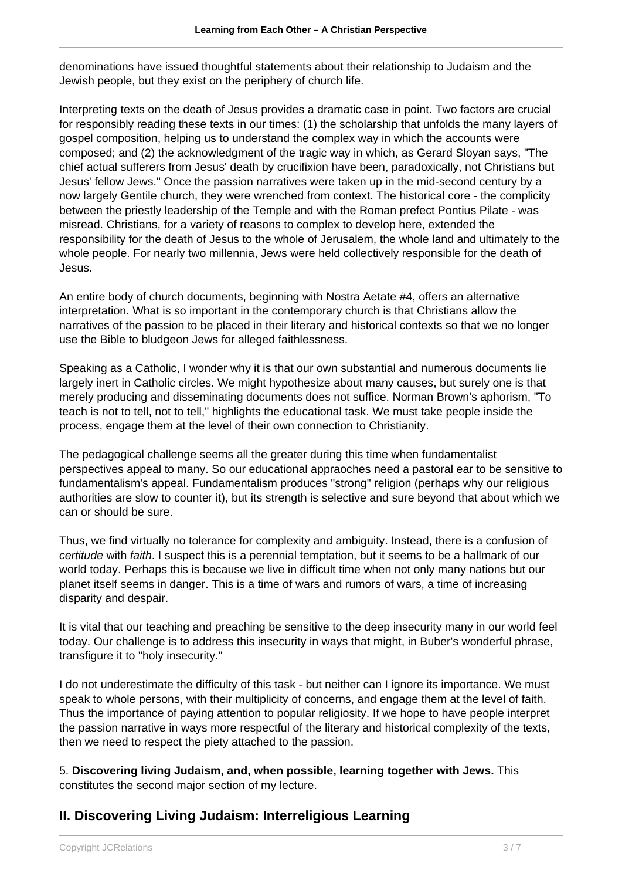denominations have issued thoughtful statements about their relationship to Judaism and the Jewish people, but they exist on the periphery of church life.

Interpreting texts on the death of Jesus provides a dramatic case in point. Two factors are crucial for responsibly reading these texts in our times: (1) the scholarship that unfolds the many layers of gospel composition, helping us to understand the complex way in which the accounts were composed; and (2) the acknowledgment of the tragic way in which, as Gerard Sloyan says, "The chief actual sufferers from Jesus' death by crucifixion have been, paradoxically, not Christians but Jesus' fellow Jews." Once the passion narratives were taken up in the mid-second century by a now largely Gentile church, they were wrenched from context. The historical core - the complicity between the priestly leadership of the Temple and with the Roman prefect Pontius Pilate - was misread. Christians, for a variety of reasons to complex to develop here, extended the responsibility for the death of Jesus to the whole of Jerusalem, the whole land and ultimately to the whole people. For nearly two millennia, Jews were held collectively responsible for the death of Jesus.

An entire body of church documents, beginning with Nostra Aetate #4, offers an alternative interpretation. What is so important in the contemporary church is that Christians allow the narratives of the passion to be placed in their literary and historical contexts so that we no longer use the Bible to bludgeon Jews for alleged faithlessness.

Speaking as a Catholic, I wonder why it is that our own substantial and numerous documents lie largely inert in Catholic circles. We might hypothesize about many causes, but surely one is that merely producing and disseminating documents does not suffice. Norman Brown's aphorism, "To teach is not to tell, not to tell," highlights the educational task. We must take people inside the process, engage them at the level of their own connection to Christianity.

The pedagogical challenge seems all the greater during this time when fundamentalist perspectives appeal to many. So our educational appraoches need a pastoral ear to be sensitive to fundamentalism's appeal. Fundamentalism produces "strong" religion (perhaps why our religious authorities are slow to counter it), but its strength is selective and sure beyond that about which we can or should be sure.

Thus, we find virtually no tolerance for complexity and ambiguity. Instead, there is a confusion of *certitude* with *faith*. I suspect this is a perennial temptation, but it seems to be a hallmark of our world today. Perhaps this is because we live in difficult time when not only many nations but our planet itself seems in danger. This is a time of wars and rumors of wars, a time of increasing disparity and despair.

It is vital that our teaching and preaching be sensitive to the deep insecurity many in our world feel today. Our challenge is to address this insecurity in ways that might, in Buber's wonderful phrase, transfigure it to "holy insecurity."

I do not underestimate the difficulty of this task - but neither can I ignore its importance. We must speak to whole persons, with their multiplicity of concerns, and engage them at the level of faith. Thus the importance of paying attention to popular religiosity. If we hope to have people interpret the passion narrative in ways more respectful of the literary and historical complexity of the texts, then we need to respect the piety attached to the passion.

5. **Discovering living Judaism, and, when possible, learning together with Jews.** This constitutes the second major section of my lecture.

## II. Discovering Living Judaism: Interreligious Learning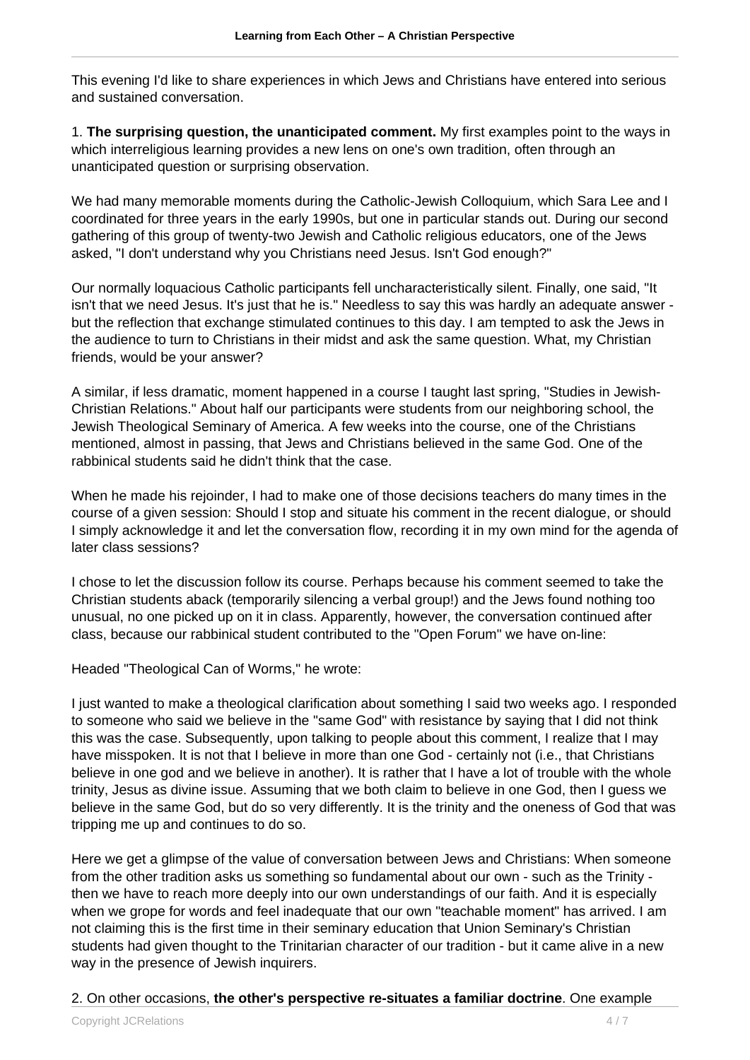This evening I'd like to share experiences in which Jews and Christians have entered into serious and sustained conversation.

1. **The surprising question, the unanticipated comment.** My first examples point to the ways in which interreligious learning provides a new lens on one's own tradition, often through an unanticipated question or surprising observation.

We had many memorable moments during the Catholic-Jewish Colloquium, which Sara Lee and I coordinated for three years in the early 1990s, but one in particular stands out. During our second gathering of this group of twenty-two Jewish and Catholic religious educators, one of the Jews asked, "I don't understand why you Christians need Jesus. Isn't God enough?"

Our normally loquacious Catholic participants fell uncharacteristically silent. Finally, one said, "It isn't that we need Jesus. It's just that he is." Needless to say this was hardly an adequate answer - but the reflection that exchange stimulated continues to this day. I am tempted to ask the Jews in the audience to turn to Christians in their midst and ask the same question. What, my Christian friends, would be your answer?

A similar, if less dramatic, moment happened in a course I taught last spring, "Studies in Jewish-Christian Relations." About half our participants were students from our neighboring school, the Jewish Theological Seminary of America. A few weeks into the course, one of the Christians mentioned, almost in passing, that Jews and Christians believed in the same God. One of the rabbinical students said he didn't think that the case.

When he made his rejoinder, I had to make one of those decisions teachers do many times in the course of a given session: Should I stop and situate his comment in the recent dialogue, or should I simply acknowledge it and let the conversation flow, recording it in my own mind for the agenda of later class sessions?

I chose to let the discussion follow its course. Perhaps because his comment seemed to take the Christian students aback (temporarily silencing a verbal group!) and the Jews found nothing too unusual, no one picked up on it in class. Apparently, however, the conversation continued after class, because our rabbinical student contributed to the "Open Forum" we have on-line:

Headed "Theological Can of Worms," he wrote:

I just wanted to make a theological clarification about something I said two weeks ago. I responded to someone who said we believe in the "same God" with resistance by saying that I did not think this was the case. Subsequently, upon talking to people about this comment, I realize that I may have misspoken. It is not that I believe in more than one God - certainly not (i.e., that Christians believe in one god and we believe in another). It is rather that I have a lot of trouble with the whole trinity, Jesus as divine issue. Assuming that we both claim to believe in one God, then I guess we believe in the same God, but do so very differently. It is the trinity and the oneness of God that was tripping me up and continues to do so.

Here we get a glimpse of the value of conversation between Jews and Christians: When someone from the other tradition asks us something so fundamental about our own - such as the Trinity - then we have to reach more deeply into our own understandings of our faith. And it is especially when we grope for words and feel inadequate that our own "teachable moment" has arrived. I am not claiming this is the first time in their seminary education that Union Seminary's Christian students had given thought to the Trinitarian character of our tradition - but it came alive in a new way in the presence of Jewish inquirers.

2. On other occasions, **the other's perspective re-situates a familiar doctrine**. One example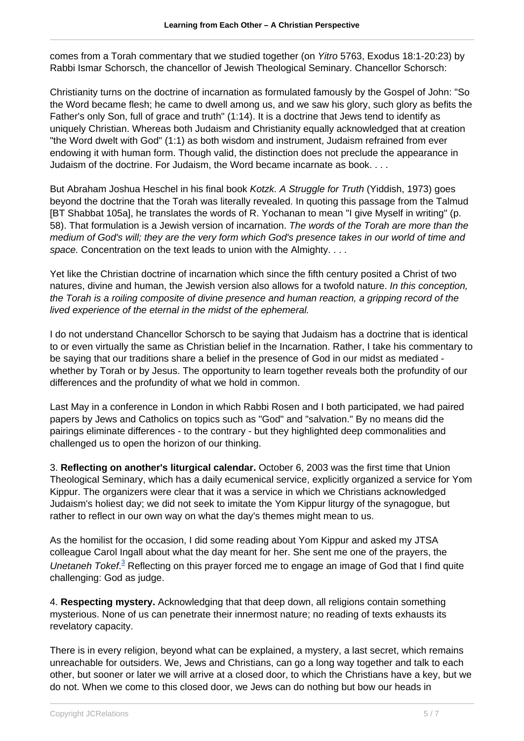comes from a Torah commentary that we studied together (on *Yitro* 5763, Exodus 18:1-20:23) by Rabbi Ismar Schorsch, the chancellor of Jewish Theological Seminary. Chancellor Schorsch:

Christianity turns on the doctrine of incarnation as formulated famously by the Gospel of John: "So the Word became flesh; he came to dwell among us, and we saw his glory, such glory as befits the Father's only Son, full of grace and truth" (1:14). It is a doctrine that Jews tend to identify as uniquely Christian. Whereas both Judaism and Christianity equally acknowledged that at creation "the Word dwelt with God" (1:1) as both wisdom and instrument, Judaism refrained from ever endowing it with human form. Though valid, the distinction does not preclude the appearance in Judaism of the doctrine. For Judaism, the Word became incarnate as book. . . .

But Abraham Joshua Heschel in his final book *Kotzk. A Struggle for Truth* (Yiddish, 1973) goes beyond the doctrine that the Torah was literally revealed. In quoting this passage from the Talmud [BT Shabbat 105a], he translates the words of R. Yochanan to mean "I give Myself in writing" (p. 58). That formulation is a Jewish version of incarnation. *The words of the Torah are more than the medium of God's will; they are the very form which God's presence takes in our world of time and space.* Concentration on the text leads to union with the Almighty. . . .

Yet like the Christian doctrine of incarnation which since the fifth century posited a Christ of two natures, divine and human, the Jewish version also allows for a twofold nature. *In this conception, the Torah is a roiling composite of divine presence and human reaction, a gripping record of the lived experience of the eternal in the midst of the ephemeral.*

I do not understand Chancellor Schorsch to be saying that Judaism has a doctrine that is identical to or even virtually the same as Christian belief in the Incarnation. Rather, I take his commentary to be saying that our traditions share a belief in the presence of God in our midst as mediated - whether by Torah or by Jesus. The opportunity to learn together reveals both the profundity of our differences and the profundity of what we hold in common.

Last May in a conference in London in which Rabbi Rosen and I both participated, we had paired papers by Jews and Catholics on topics such as "God" and "salvation." By no means did the pairings eliminate differences - to the contrary - but they highlighted deep commonalities and challenged us to open the horizon of our thinking.

3. **Reflecting on another's liturgical calendar.** October 6, 2003 was the first time that Union Theological Seminary, which has a daily ecumenical service, explicitly organized a service for Yom Kippur. The organizers were clear that it was a service in which we Christians acknowledged Judaism's holiest day; we did not seek to imitate the Yom Kippur liturgy of the synagogue, but rather to reflect in our own way on what the day's themes might mean to us.

As the homilist for the occasion, I did some reading about Yom Kippur and asked my JTSA colleague Carol Ingall about what the day meant for her. She sent me one of the prayers, the *Unetaneh Tokef*.[3] Reflecting on this prayer forced me to engage an image of God that I find quite challenging: God as judge.

4. **Respecting mystery.** Acknowledging that that deep down, all religions contain something mysterious. None of us can penetrate their innermost nature; no reading of texts exhausts its revelatory capacity.

There is in every religion, beyond what can be explained, a mystery, a last secret, which remains unreachable for outsiders. We, Jews and Christians, can go a long way together and talk to each other, but sooner or later we will arrive at a closed door, to which the Christians have a key, but we do not. When we come to this closed door, we Jews can do nothing but bow our heads in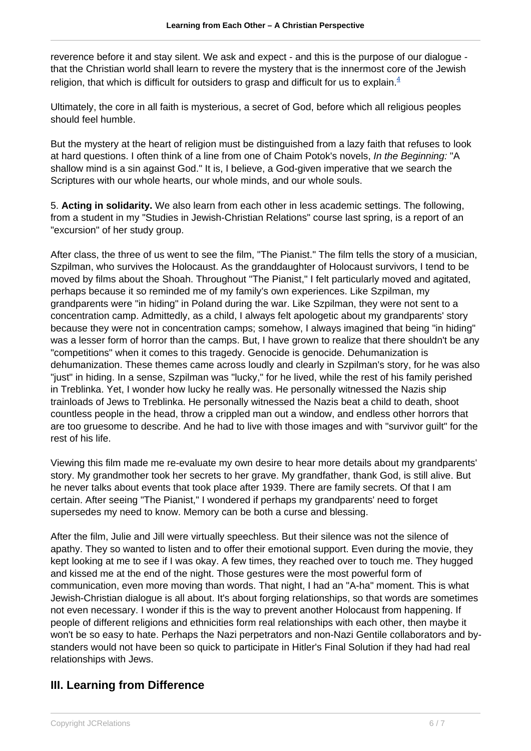reverence before it and stay silent. We ask and expect - and this is the purpose of our dialogue - that the Christian world shall learn to revere the mystery that is the innermost core of the Jewish religion, that which is difficult for outsiders to grasp and difficult for us to explain.[4]

Ultimately, the core in all faith is mysterious, a secret of God, before which all religious peoples should feel humble.

But the mystery at the heart of religion must be distinguished from a lazy faith that refuses to look at hard questions. I often think of a line from one of Chaim Potok's novels, *In the Beginning:* "A shallow mind is a sin against God." It is, I believe, a God-given imperative that we search the Scriptures with our whole hearts, our whole minds, and our whole souls.

5. **Acting in solidarity.** We also learn from each other in less academic settings. The following, from a student in my "Studies in Jewish-Christian Relations" course last spring, is a report of an "excursion" of her study group.

After class, the three of us went to see the film, "The Pianist." The film tells the story of a musician, Szpilman, who survives the Holocaust. As the granddaughter of Holocaust survivors, I tend to be moved by films about the Shoah. Throughout "The Pianist," I felt particularly moved and agitated, perhaps because it so reminded me of my family's own experiences. Like Szpilman, my grandparents were "in hiding" in Poland during the war. Like Szpilman, they were not sent to a concentration camp. Admittedly, as a child, I always felt apologetic about my grandparents' story because they were not in concentration camps; somehow, I always imagined that being "in hiding" was a lesser form of horror than the camps. But, I have grown to realize that there shouldn't be any "competitions" when it comes to this tragedy. Genocide is genocide. Dehumanization is dehumanization. These themes came across loudly and clearly in Szpilman's story, for he was also "just" in hiding. In a sense, Szpilman was "lucky," for he lived, while the rest of his family perished in Treblinka. Yet, I wonder how lucky he really was. He personally witnessed the Nazis ship trainloads of Jews to Treblinka. He personally witnessed the Nazis beat a child to death, shoot countless people in the head, throw a crippled man out a window, and endless other horrors that are too gruesome to describe. And he had to live with those images and with "survivor guilt" for the rest of his life.

Viewing this film made me re-evaluate my own desire to hear more details about my grandparents' story. My grandmother took her secrets to her grave. My grandfather, thank God, is still alive. But he never talks about events that took place after 1939. There are family secrets. Of that I am certain. After seeing "The Pianist," I wondered if perhaps my grandparents' need to forget supersedes my need to know. Memory can be both a curse and blessing.

After the film, Julie and Jill were virtually speechless. But their silence was not the silence of apathy. They so wanted to listen and to offer their emotional support. Even during the movie, they kept looking at me to see if I was okay. A few times, they reached over to touch me. They hugged and kissed me at the end of the night. Those gestures were the most powerful form of communication, even more moving than words. That night, I had an "A-ha" moment. This is what Jewish-Christian dialogue is all about. It's about forging relationships, so that words are sometimes not even necessary. I wonder if this is the way to prevent another Holocaust from happening. If people of different religions and ethnicities form real relationships with each other, then maybe it won't be so easy to hate. Perhaps the Nazi perpetrators and non-Nazi Gentile collaborators and by-standers would not have been so quick to participate in Hitler's Final Solution if they had had real relationships with Jews.

## III. Learning from Difference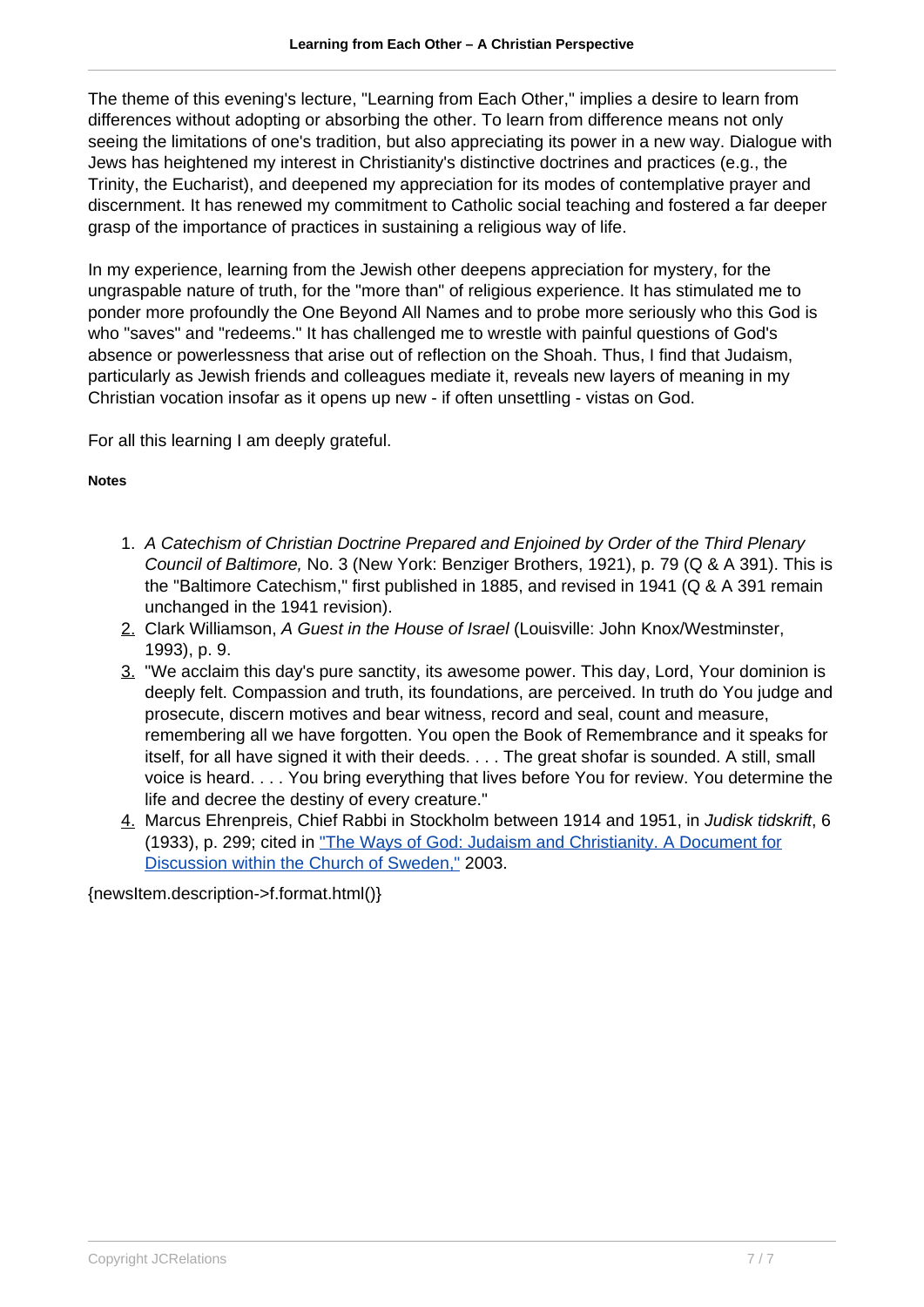The theme of this evening's lecture, "Learning from Each Other," implies a desire to learn from differences without adopting or absorbing the other. To learn from difference means not only seeing the limitations of one's tradition, but also appreciating its power in a new way. Dialogue with Jews has heightened my interest in Christianity's distinctive doctrines and practices (e.g., the Trinity, the Eucharist), and deepened my appreciation for its modes of contemplative prayer and discernment. It has renewed my commitment to Catholic social teaching and fostered a far deeper grasp of the importance of practices in sustaining a religious way of life.

In my experience, learning from the Jewish other deepens appreciation for mystery, for the ungraspable nature of truth, for the "more than" of religious experience. It has stimulated me to ponder more profoundly the One Beyond All Names and to probe more seriously who this God is who "saves" and "redeems." It has challenged me to wrestle with painful questions of God's absence or powerlessness that arise out of reflection on the Shoah. Thus, I find that Judaism, particularly as Jewish friends and colleagues mediate it, reveals new layers of meaning in my Christian vocation insofar as it opens up new - if often unsettling - vistas on God.

For all this learning I am deeply grateful.

**Notes**

1. *A Catechism of Christian Doctrine Prepared and Enjoined by Order of the Third Plenary Council of Baltimore,* No. 3 (New York: Benziger Brothers, 1921), p. 79 (Q & A 391). This is the "Baltimore Catechism," first published in 1885, and revised in 1941 (Q & A 391 remain unchanged in the 1941 revision).
2. Clark Williamson, *A Guest in the House of Israel* (Louisville: John Knox/Westminster, 1993), p. 9.
3. "We acclaim this day's pure sanctity, its awesome power. This day, Lord, Your dominion is deeply felt. Compassion and truth, its foundations, are perceived. In truth do You judge and prosecute, discern motives and bear witness, record and seal, count and measure, remembering all we have forgotten. You open the Book of Remembrance and it speaks for itself, for all have signed it with their deeds. . . . The great shofar is sounded. A still, small voice is heard. . . . You bring everything that lives before You for review. You determine the life and decree the destiny of every creature."
4. Marcus Ehrenpreis, Chief Rabbi in Stockholm between 1914 and 1951, in *Judisk tidskrift*, 6 (1933), p. 299; cited in "The Ways of God: Judaism and Christianity. A Document for Discussion within the Church of Sweden," 2003.

{newsItem.description->f.format.html()}